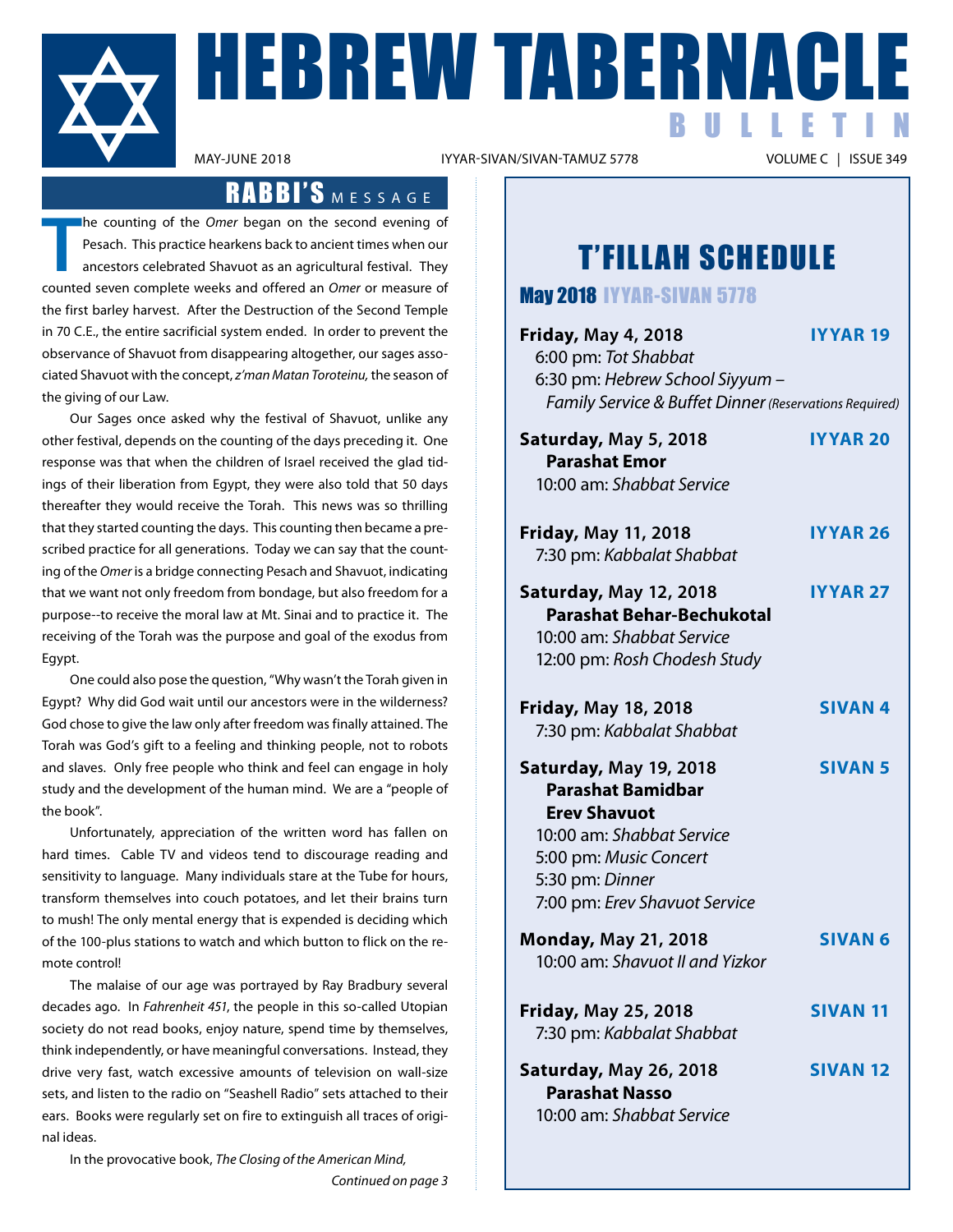# HEBREW TABERNACLE BULLETIN

MAY-JUNE 2018 | IYYAR-SIVAN/SIVAN-TAMUZ 5778 | VOLUME C | ISSUE 349

## RABBI'S MESSAGE

The counting of the *Omer* began on the second evening of Pesach. This practice hearkens back to ancient times when our ancestors celebrated Shavuot as an agricultural festival. They counted seven complete weeks and offered an *Omer* or measure of the first barley harvest. After the Destruction of the Second Temple in 70 C.E., the entire sacrificial system ended. In order to prevent the observance of Shavuot from disappearing altogether, our sages associated Shavuot with the concept, *z'man Matan Toroteinu,* the season of the giving of our Law.

Our Sages once asked why the festival of Shavuot, unlike any other festival, depends on the counting of the days preceding it. One response was that when the children of Israel received the glad tidings of their liberation from Egypt, they were also told that 50 days thereafter they would receive the Torah. This news was so thrilling that they started counting the days. This counting then became a prescribed practice for all generations. Today we can say that the counting of the *Omer* is a bridge connecting Pesach and Shavuot, indicating that we want not only freedom from bondage, but also freedom for a purpose--to receive the moral law at Mt. Sinai and to practice it. The receiving of the Torah was the purpose and goal of the exodus from Egypt.

One could also pose the question, "Why wasn't the Torah given in Egypt? Why did God wait until our ancestors were in the wilderness? God chose to give the law only after freedom was finally attained. The Torah was God's gift to a feeling and thinking people, not to robots and slaves. Only free people who think and feel can engage in holy study and the development of the human mind. We are a "people of the book".

Unfortunately, appreciation of the written word has fallen on hard times. Cable TV and videos tend to discourage reading and sensitivity to language. Many individuals stare at the Tube for hours, transform themselves into couch potatoes, and let their brains turn to mush! The only mental energy that is expended is deciding which of the 100-plus stations to watch and which button to flick on the remote control!

The malaise of our age was portrayed by Ray Bradbury several decades ago. In *Fahrenheit 451*, the people in this so-called Utopian society do not read books, enjoy nature, spend time by themselves, think independently, or have meaningful conversations. Instead, they drive very fast, watch excessive amounts of television on wall-size sets, and listen to the radio on "Seashell Radio" sets attached to their ears. Books were regularly set on fire to extinguish all traces of original ideas.

In the provocative book, *The Closing of the American Mind,*

*Continued on page 3*

## T'FILLAH SCHEDULE

### May 2018 IYYAR-SIVAN 5778

**Friday, May 4, 2018** — **IYYAR 19**
6:00 pm: *Tot Shabbat*
6:30 pm: *Hebrew School Siyyum – Family Service & Buffet Dinner* *(Reservations Required)*

**Saturday, May 5, 2018** — **IYYAR 20**
**Parashat Emor**
10:00 am: *Shabbat Service*

**Friday, May 11, 2018** — **IYYAR 26**
7:30 pm: *Kabbalat Shabbat*

**Saturday, May 12, 2018** — **IYYAR 27**
**Parashat Behar-Bechukotal**
10:00 am: *Shabbat Service*
12:00 pm: *Rosh Chodesh Study*

**Friday, May 18, 2018** — **SIVAN 4**
7:30 pm: *Kabbalat Shabbat*

**Saturday, May 19, 2018** — **SIVAN 5**
**Parashat Bamidbar**
**Erev Shavuot**
10:00 am: *Shabbat Service*
5:00 pm: *Music Concert*
5:30 pm: *Dinner*
7:00 pm: *Erev Shavuot Service*

**Monday, May 21, 2018** — **SIVAN 6**
10:00 am: *Shavuot II and Yizkor*

**Friday, May 25, 2018** — **SIVAN 11**
7:30 pm: *Kabbalat Shabbat*

**Saturday, May 26, 2018** — **SIVAN 12**
**Parashat Nasso**
10:00 am: *Shabbat Service*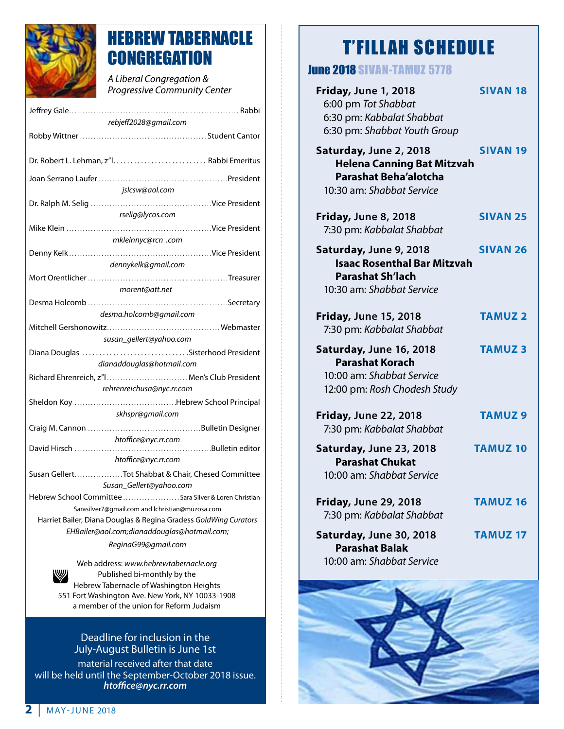# HEBREW TABERNACLE CONGREGATION

*A Liberal Congregation & Progressive Community Center*

Jeffrey Gale................................................................ Rabbi
*rebjeff2028@gmail.com*

Robby Wittner ................................................ Student Cantor

Dr. Robert L. Lehman, z"l. .......................... Rabbi Emeritus

Joan Serrano Laufer ...............................................President
*jslcsw@aol.com*

Dr. Ralph M. Selig .............................................Vice President
*rselig@lycos.com*

Mike Klein ......................................................Vice President
*mkleinnyc@rcn .com*

Denny Kelk ....................................................Vice President
*dennykelk@gmail.com*

Mort Orentlicher ...................................................Treasurer
*morent@att.net*

Desma Holcomb ...................................................Secretary
*desma.holcomb@gmail.com*

Mitchell Gershonowitz.........................................Webmaster
*susan_gellert@yahoo.com*

Diana Douglas ..............................Sisterhood President
*dianaddouglas@hotmail.com*

Richard Ehrenreich, z"l.............................. Men's Club President
*rehrenreichusa@nyc.rr.com*

Sheldon Koy .....................................Hebrew School Principal
*skhspr@gmail.com*

Craig M. Cannon ..........................................Bulletin Designer
*htoffice@nyc.rr.com*

David Hirsch .................................................Bulletin editor
*htoffice@nyc.rr.com*

Susan Gellert..................Tot Shabbat & Chair, Chesed Committee
*Susan_Gellert@yahoo.com*

Hebrew School Committee .....................Sara Silver & Loren Christian
Sarasilver7@gmail.com and lchristian@muzosa.com

Harriet Bailer, Diana Douglas & Regina Gradess *GoldWing Curators*
*EHBailer@aol.com;dianaddouglas@hotmail.com;*
*ReginaG99@gmail.com*

Web address: *www.hebrewtabernacle.org*
Published bi-monthly by the
Hebrew Tabernacle of Washington Heights
551 Fort Washington Ave. New York, NY 10033-1908
a member of the union for Reform Judaism

Deadline for inclusion in the July-August Bulletin is June 1st
material received after that date will be held until the September-October 2018 issue.
***htoffice@nyc.rr.com***

# T'FILLAH SCHEDULE

## June 2018 SIVAN-TAMUZ 5778

**Friday, June 1, 2018** — **SIVAN 18**
6:00 pm *Tot Shabbat*
6:30 pm: *Kabbalat Shabbat*
6:30 pm: *Shabbat Youth Group*

**Saturday, June 2, 2018** — **SIVAN 19**
**Helena Canning Bat Mitzvah**
**Parashat Beha'alotcha**
10:30 am: *Shabbat Service*

**Friday, June 8, 2018** — **SIVAN 25**
7:30 pm: *Kabbalat Shabbat*

**Saturday, June 9, 2018** — **SIVAN 26**
**Isaac Rosenthal Bar Mitzvah**
**Parashat Sh'lach**
10:30 am: *Shabbat Service*

**Friday, June 15, 2018** — **TAMUZ 2**
7:30 pm: *Kabbalat Shabbat*

**Saturday, June 16, 2018** — **TAMUZ 3**
**Parashat Korach**
10:00 am: *Shabbat Service*
12:00 pm: *Rosh Chodesh Study*

**Friday, June 22, 2018** — **TAMUZ 9**
7:30 pm: *Kabbalat Shabbat*

**Saturday, June 23, 2018** — **TAMUZ 10**
**Parashat Chukat**
10:00 am: *Shabbat Service*

**Friday, June 29, 2018** — **TAMUZ 16**
7:30 pm: *Kabbalat Shabbat*

**Saturday, June 30, 2018** — **TAMUZ 17**
**Parashat Balak**
10:00 am: *Shabbat Service*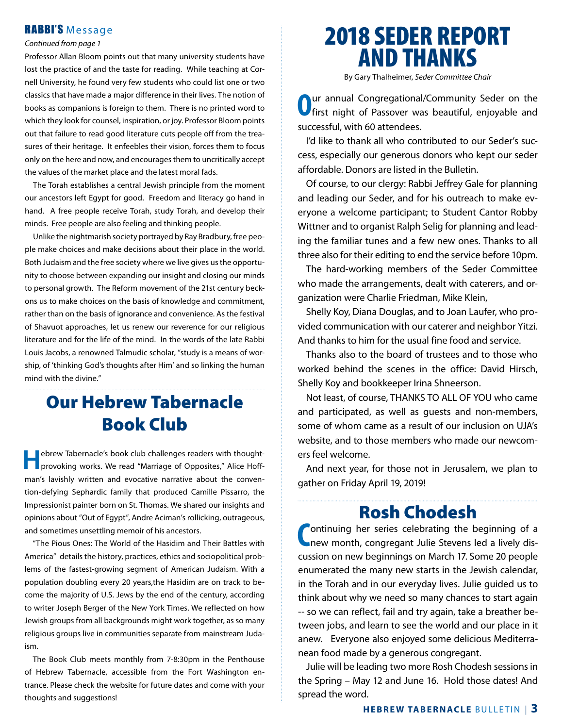## RABBI'S Message

*Continued from page 1*

Professor Allan Bloom points out that many university students have lost the practice of and the taste for reading. While teaching at Cornell University, he found very few students who could list one or two classics that have made a major difference in their lives. The notion of books as companions is foreign to them. There is no printed word to which they look for counsel, inspiration, or joy. Professor Bloom points out that failure to read good literature cuts people off from the treasures of their heritage. It enfeebles their vision, forces them to focus only on the here and now, and encourages them to uncritically accept the values of the market place and the latest moral fads.

The Torah establishes a central Jewish principle from the moment our ancestors left Egypt for good. Freedom and literacy go hand in hand. A free people receive Torah, study Torah, and develop their minds. Free people are also feeling and thinking people.

Unlike the nightmarish society portrayed by Ray Bradbury, free people make choices and make decisions about their place in the world. Both Judaism and the free society where we live gives us the opportunity to choose between expanding our insight and closing our minds to personal growth. The Reform movement of the 21st century beckons us to make choices on the basis of knowledge and commitment, rather than on the basis of ignorance and convenience. As the festival of Shavuot approaches, let us renew our reverence for our religious literature and for the life of the mind. In the words of the late Rabbi Louis Jacobs, a renowned Talmudic scholar, "study is a means of worship, of 'thinking God's thoughts after Him' and so linking the human mind with the divine."

## Our Hebrew Tabernacle Book Club

Hebrew Tabernacle's book club challenges readers with thought-provoking works. We read "Marriage of Opposites," Alice Hoffman's lavishly written and evocative narrative about the convention-defying Sephardic family that produced Camille Pissarro, the Impressionist painter born on St. Thomas. We shared our insights and opinions about "Out of Egypt", Andre Aciman's rollicking, outrageous, and sometimes unsettling memoir of his ancestors.

"The Pious Ones: The World of the Hasidim and Their Battles with America" details the history, practices, ethics and sociopolitical problems of the fastest-growing segment of American Judaism. With a population doubling every 20 years,the Hasidim are on track to become the majority of U.S. Jews by the end of the century, according to writer Joseph Berger of the New York Times. We reflected on how Jewish groups from all backgrounds might work together, as so many religious groups live in communities separate from mainstream Judaism.

The Book Club meets monthly from 7-8:30pm in the Penthouse of Hebrew Tabernacle, accessible from the Fort Washington entrance. Please check the website for future dates and come with your thoughts and suggestions!

# 2018 SEDER REPORT AND THANKS

By Gary Thalheimer, *Seder Committee Chair*

Our annual Congregational/Community Seder on the first night of Passover was beautiful, enjoyable and successful, with 60 attendees.

I'd like to thank all who contributed to our Seder's success, especially our generous donors who kept our seder affordable. Donors are listed in the Bulletin.

Of course, to our clergy: Rabbi Jeffrey Gale for planning and leading our Seder, and for his outreach to make everyone a welcome participant; to Student Cantor Robby Wittner and to organist Ralph Selig for planning and leading the familiar tunes and a few new ones. Thanks to all three also for their editing to end the service before 10pm.

The hard-working members of the Seder Committee who made the arrangements, dealt with caterers, and organization were Charlie Friedman, Mike Klein,

Shelly Koy, Diana Douglas, and to Joan Laufer, who provided communication with our caterer and neighbor Yitzi. And thanks to him for the usual fine food and service.

Thanks also to the board of trustees and to those who worked behind the scenes in the office: David Hirsch, Shelly Koy and bookkeeper Irina Shneerson.

Not least, of course, THANKS TO ALL OF YOU who came and participated, as well as guests and non-members, some of whom came as a result of our inclusion on UJA's website, and to those members who made our newcomers feel welcome.

And next year, for those not in Jerusalem, we plan to gather on Friday April 19, 2019!

## Rosh Chodesh

Continuing her series celebrating the beginning of a new month, congregant Julie Stevens led a lively discussion on new beginnings on March 17. Some 20 people enumerated the many new starts in the Jewish calendar, in the Torah and in our everyday lives. Julie guided us to think about why we need so many chances to start again -- so we can reflect, fail and try again, take a breather between jobs, and learn to see the world and our place in it anew. Everyone also enjoyed some delicious Mediterranean food made by a generous congregant.

Julie will be leading two more Rosh Chodesh sessions in the Spring – May 12 and June 16. Hold those dates! And spread the word.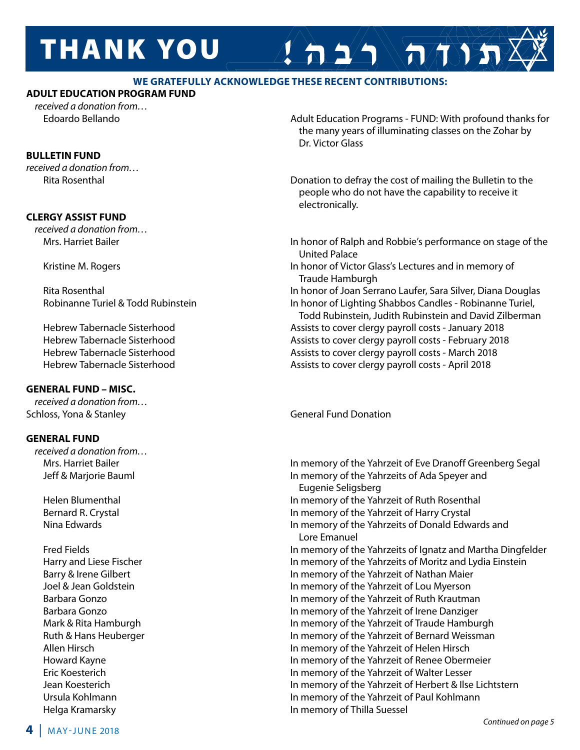# THANK YOU תודה רבה!

**WE GRATEFULLY ACKNOWLEDGE THESE RECENT CONTRIBUTIONS:**

## ADULT EDUCATION PROGRAM FUND

*received a donation from…*

| Donor | Note |
|---|---|
| Edoardo Bellando | Adult Education Programs - FUND: With profound thanks for the many years of illuminating classes on the Zohar by Dr. Victor Glass |

## BULLETIN FUND

*received a donation from…*

| Donor | Note |
|---|---|
| Rita Rosenthal | Donation to defray the cost of mailing the Bulletin to the people who do not have the capability to receive it electronically. |

## CLERGY ASSIST FUND

*received a donation from…*

| Donor | Note |
|---|---|
| Mrs. Harriet Bailer | In honor of Ralph and Robbie's performance on stage of the United Palace |
| Kristine M. Rogers | In honor of Victor Glass's Lectures and in memory of Traude Hamburgh |
| Rita Rosenthal | In honor of Joan Serrano Laufer, Sara Silver, Diana Douglas |
| Robinanne Turiel & Todd Rubinstein | In honor of Lighting Shabbos Candles - Robinanne Turiel, Todd Rubinstein, Judith Rubinstein and David Zilberman |
| Hebrew Tabernacle Sisterhood | Assists to cover clergy payroll costs - January 2018 |
| Hebrew Tabernacle Sisterhood | Assists to cover clergy payroll costs - February 2018 |
| Hebrew Tabernacle Sisterhood | Assists to cover clergy payroll costs - March 2018 |
| Hebrew Tabernacle Sisterhood | Assists to cover clergy payroll costs - April 2018 |

## GENERAL FUND – MISC.

*received a donation from…*

| Donor | Note |
|---|---|
| Schloss, Yona & Stanley | General Fund Donation |

## GENERAL FUND

*received a donation from…*

| Donor | Note |
|---|---|
| Mrs. Harriet Bailer | In memory of the Yahrzeit of Eve Dranoff Greenberg Segal |
| Jeff & Marjorie Bauml | In memory of the Yahrzeits of Ada Speyer and Eugenie Seligsberg |
| Helen Blumenthal | In memory of the Yahrzeit of Ruth Rosenthal |
| Bernard R. Crystal | In memory of the Yahrzeit of Harry Crystal |
| Nina Edwards | In memory of the Yahrzeits of Donald Edwards and Lore Emanuel |
| Fred Fields | In memory of the Yahrzeits of Ignatz and Martha Dingfelder |
| Harry and Liese Fischer | In memory of the Yahrzeits of Moritz and Lydia Einstein |
| Barry & Irene Gilbert | In memory of the Yahrzeit of Nathan Maier |
| Joel & Jean Goldstein | In memory of the Yahrzeit of Lou Myerson |
| Barbara Gonzo | In memory of the Yahrzeit of Ruth Krautman |
| Barbara Gonzo | In memory of the Yahrzeit of Irene Danziger |
| Mark & Rita Hamburgh | In memory of the Yahrzeit of Traude Hamburgh |
| Ruth & Hans Heuberger | In memory of the Yahrzeit of Bernard Weissman |
| Allen Hirsch | In memory of the Yahrzeit of Helen Hirsch |
| Howard Kayne | In memory of the Yahrzeit of Renee Obermeier |
| Eric Koesterich | In memory of the Yahrzeit of Walter Lesser |
| Jean Koesterich | In memory of the Yahrzeit of Herbert & Ilse Lichtstern |
| Ursula Kohlmann | In memory of the Yahrzeit of Paul Kohlmann |
| Helga Kramarsky | In memory of Thilla Suessel |

*Continued on page 5*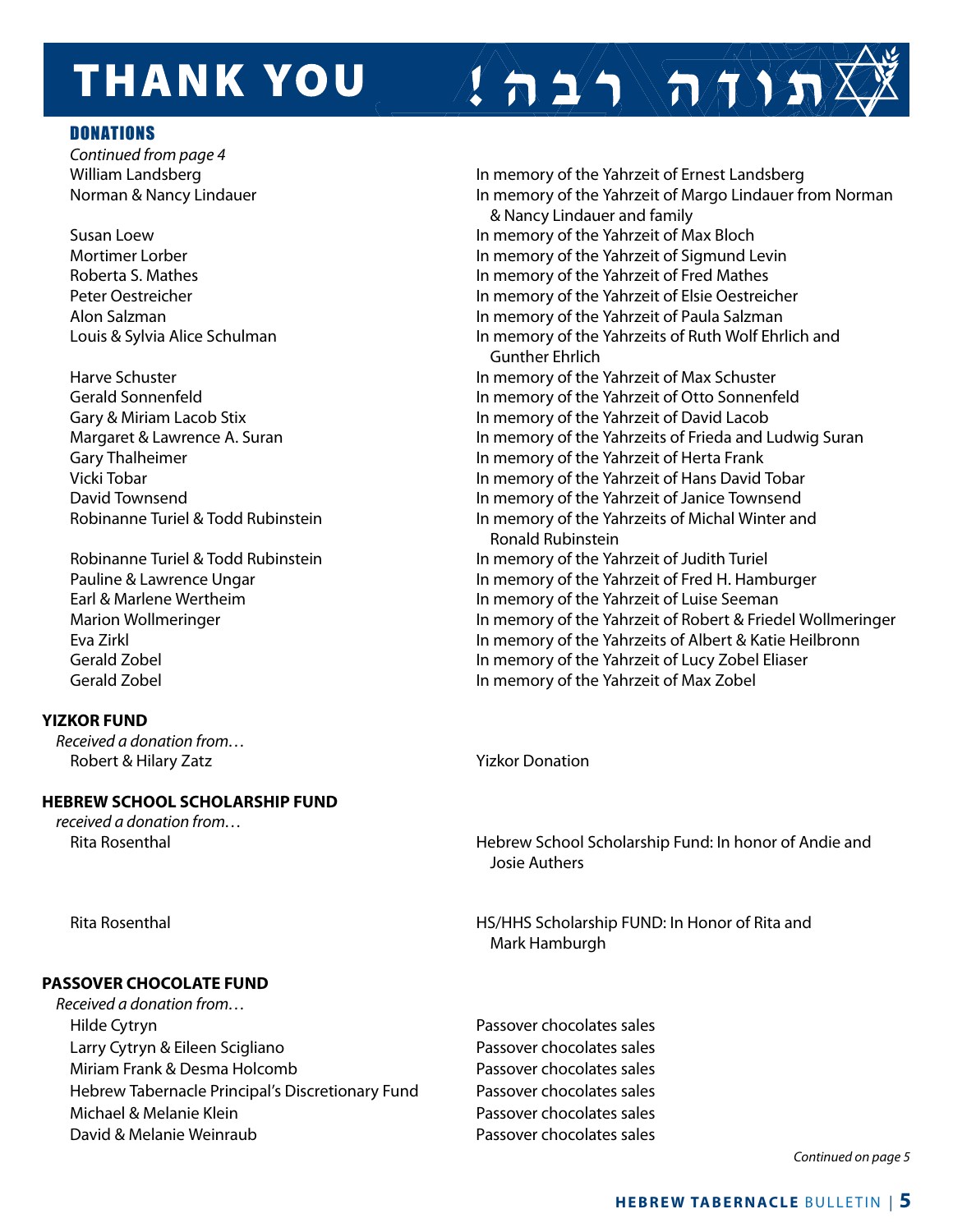# THANK YOU !תודה רבה

## DONATIONS

*Continued from page 4*

| | |
|---|---|
| William Landsberg | In memory of the Yahrzeit of Ernest Landsberg |
| Norman & Nancy Lindauer | In memory of the Yahrzeit of Margo Lindauer from Norman & Nancy Lindauer and family |
| Susan Loew | In memory of the Yahrzeit of Max Bloch |
| Mortimer Lorber | In memory of the Yahrzeit of Sigmund Levin |
| Roberta S. Mathes | In memory of the Yahrzeit of Fred Mathes |
| Peter Oestreicher | In memory of the Yahrzeit of Elsie Oestreicher |
| Alon Salzman | In memory of the Yahrzeit of Paula Salzman |
| Louis & Sylvia Alice Schulman | In memory of the Yahrzeits of Ruth Wolf Ehrlich and Gunther Ehrlich |
| Harve Schuster | In memory of the Yahrzeit of Max Schuster |
| Gerald Sonnenfeld | In memory of the Yahrzeit of Otto Sonnenfeld |
| Gary & Miriam Lacob Stix | In memory of the Yahrzeit of David Lacob |
| Margaret & Lawrence A. Suran | In memory of the Yahrzeits of Frieda and Ludwig Suran |
| Gary Thalheimer | In memory of the Yahrzeit of Herta Frank |
| Vicki Tobar | In memory of the Yahrzeit of Hans David Tobar |
| David Townsend | In memory of the Yahrzeit of Janice Townsend |
| Robinanne Turiel & Todd Rubinstein | In memory of the Yahrzeits of Michal Winter and Ronald Rubinstein |
| Robinanne Turiel & Todd Rubinstein | In memory of the Yahrzeit of Judith Turiel |
| Pauline & Lawrence Ungar | In memory of the Yahrzeit of Fred H. Hamburger |
| Earl & Marlene Wertheim | In memory of the Yahrzeit of Luise Seeman |
| Marion Wollmeringer | In memory of the Yahrzeit of Robert & Friedel Wollmeringer |
| Eva Zirkl | In memory of the Yahrzeits of Albert & Katie Heilbronn |
| Gerald Zobel | In memory of the Yahrzeit of Lucy Zobel Eliaser |
| Gerald Zobel | In memory of the Yahrzeit of Max Zobel |

### YIZKOR FUND

*Received a donation from…*

| | |
|---|---|
| Robert & Hilary Zatz | Yizkor Donation |

### HEBREW SCHOOL SCHOLARSHIP FUND

*received a donation from…*

| | |
|---|---|
| Rita Rosenthal | Hebrew School Scholarship Fund: In honor of Andie and Josie Authers |
| Rita Rosenthal | HS/HHS Scholarship FUND: In Honor of Rita and Mark Hamburgh |

### PASSOVER CHOCOLATE FUND

*Received a donation from…*

| | |
|---|---|
| Hilde Cytryn | Passover chocolates sales |
| Larry Cytryn & Eileen Scigliano | Passover chocolates sales |
| Miriam Frank & Desma Holcomb | Passover chocolates sales |
| Hebrew Tabernacle Principal's Discretionary Fund | Passover chocolates sales |
| Michael & Melanie Klein | Passover chocolates sales |
| David & Melanie Weinraub | Passover chocolates sales |

*Continued on page 5*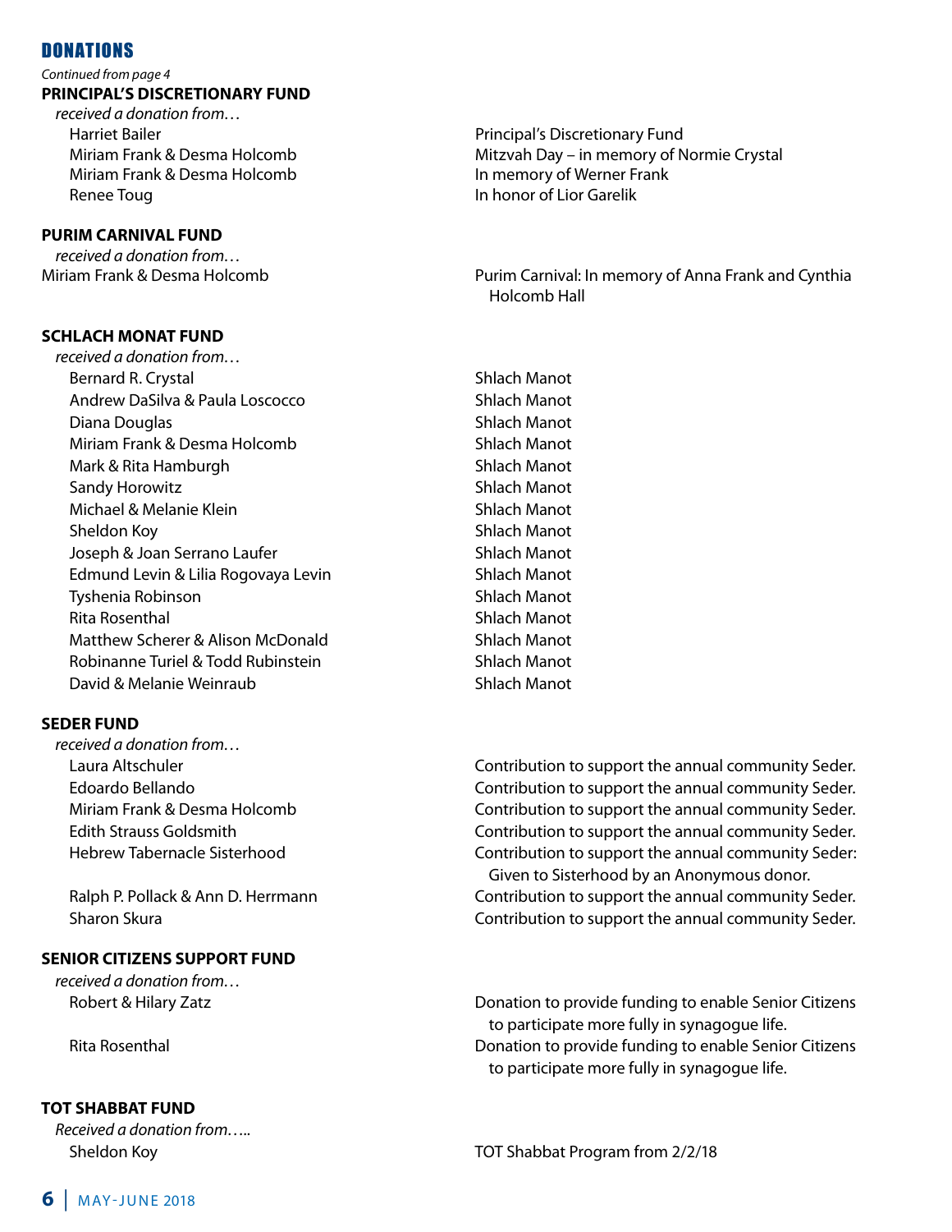## DONATIONS

*Continued from page 4*

**PRINCIPAL'S DISCRETIONARY FUND**

*received a donation from…*

| Donor | Note |
|---|---|
| Harriet Bailer | Principal's Discretionary Fund |
| Miriam Frank & Desma Holcomb | Mitzvah Day – in memory of Normie Crystal |
| Miriam Frank & Desma Holcomb | In memory of Werner Frank |
| Renee Toug | In honor of Lior Garelik |

**PURIM CARNIVAL FUND**

*received a donation from…*

| Donor | Note |
|---|---|
| Miriam Frank & Desma Holcomb | Purim Carnival: In memory of Anna Frank and Cynthia Holcomb Hall |

**SCHLACH MONAT FUND**

*received a donation from…*

| Donor | Note |
|---|---|
| Bernard R. Crystal | Shlach Manot |
| Andrew DaSilva & Paula Loscocco | Shlach Manot |
| Diana Douglas | Shlach Manot |
| Miriam Frank & Desma Holcomb | Shlach Manot |
| Mark & Rita Hamburgh | Shlach Manot |
| Sandy Horowitz | Shlach Manot |
| Michael & Melanie Klein | Shlach Manot |
| Sheldon Koy | Shlach Manot |
| Joseph & Joan Serrano Laufer | Shlach Manot |
| Edmund Levin & Lilia Rogovaya Levin | Shlach Manot |
| Tyshenia Robinson | Shlach Manot |
| Rita Rosenthal | Shlach Manot |
| Matthew Scherer & Alison McDonald | Shlach Manot |
| Robinanne Turiel & Todd Rubinstein | Shlach Manot |
| David & Melanie Weinraub | Shlach Manot |

**SEDER FUND**

*received a donation from…*

| Donor | Note |
|---|---|
| Laura Altschuler | Contribution to support the annual community Seder. |
| Edoardo Bellando | Contribution to support the annual community Seder. |
| Miriam Frank & Desma Holcomb | Contribution to support the annual community Seder. |
| Edith Strauss Goldsmith | Contribution to support the annual community Seder. |
| Hebrew Tabernacle Sisterhood | Contribution to support the annual community Seder: Given to Sisterhood by an Anonymous donor. |
| Ralph P. Pollack & Ann D. Herrmann | Contribution to support the annual community Seder. |
| Sharon Skura | Contribution to support the annual community Seder. |

**SENIOR CITIZENS SUPPORT FUND**

*received a donation from…*

| Donor | Note |
|---|---|
| Robert & Hilary Zatz | Donation to provide funding to enable Senior Citizens to participate more fully in synagogue life. |
| Rita Rosenthal | Donation to provide funding to enable Senior Citizens to participate more fully in synagogue life. |

**TOT SHABBAT FUND**

*Received a donation from…..*

| Donor | Note |
|---|---|
| Sheldon Koy | TOT Shabbat Program from 2/2/18 |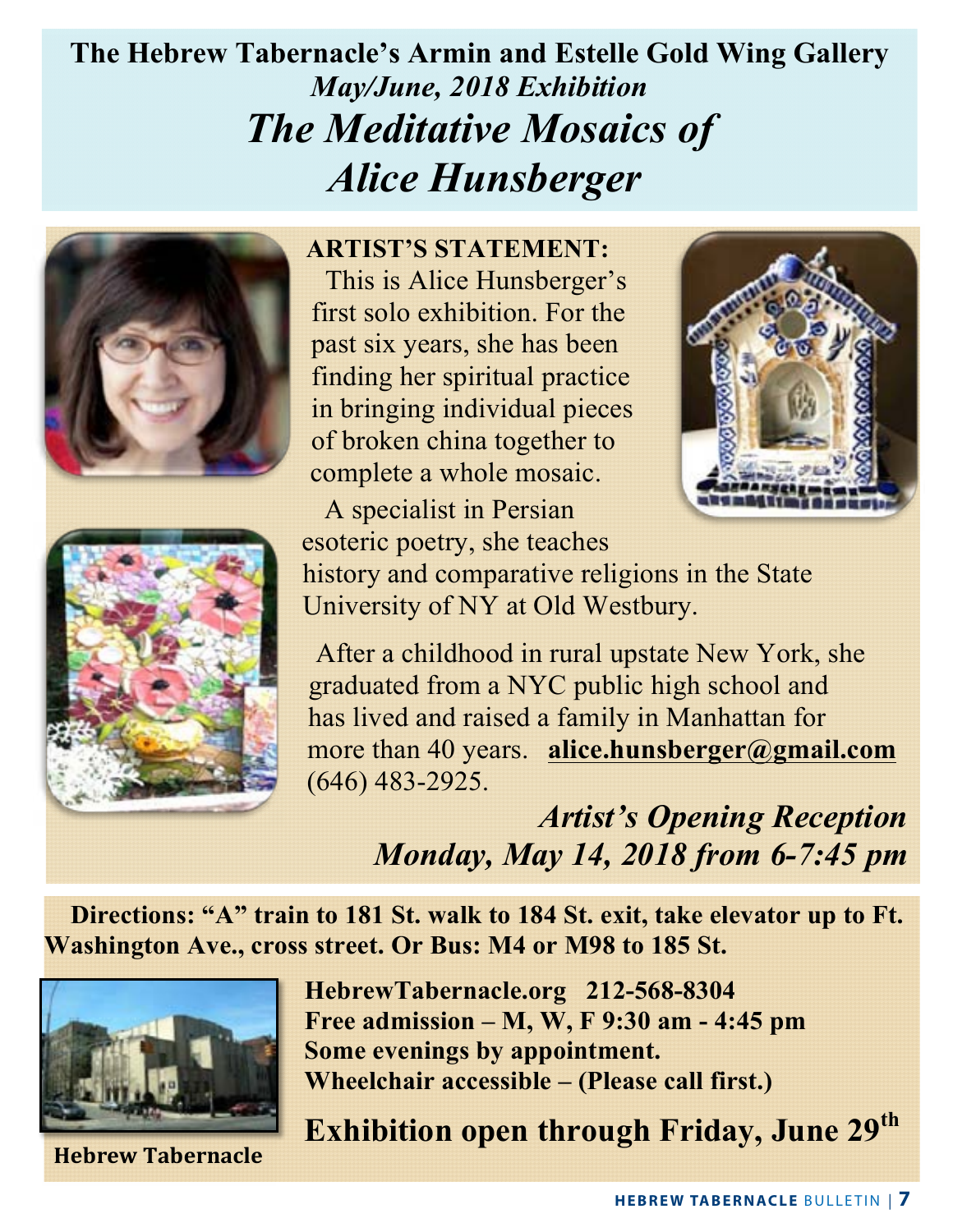# The Hebrew Tabernacle's Armin and Estelle Gold Wing Gallery

***May/June, 2018 Exhibition***

# *The Meditative Mosaics of Alice Hunsberger*

**ARTIST'S STATEMENT:**

This is Alice Hunsberger's first solo exhibition. For the past six years, she has been finding her spiritual practice in bringing individual pieces of broken china together to complete a whole mosaic.

A specialist in Persian esoteric poetry, she teaches history and comparative religions in the State University of NY at Old Westbury.

After a childhood in rural upstate New York, she graduated from a NYC public high school and has lived and raised a family in Manhattan for more than 40 years. **alice.hunsberger@gmail.com** (646) 483-2925.

***Artist's Opening Reception***
***Monday, May 14, 2018 from 6-7:45 pm***

**Directions: "A" train to 181 St. walk to 184 St. exit, take elevator up to Ft. Washington Ave., cross street. Or Bus: M4 or M98 to 185 St.**

**Hebrew Tabernacle**

**HebrewTabernacle.org 212-568-8304**
**Free admission – M, W, F 9:30 am - 4:45 pm**
**Some evenings by appointment.**
**Wheelchair accessible – (Please call first.)**

**Exhibition open through Friday, June 29th**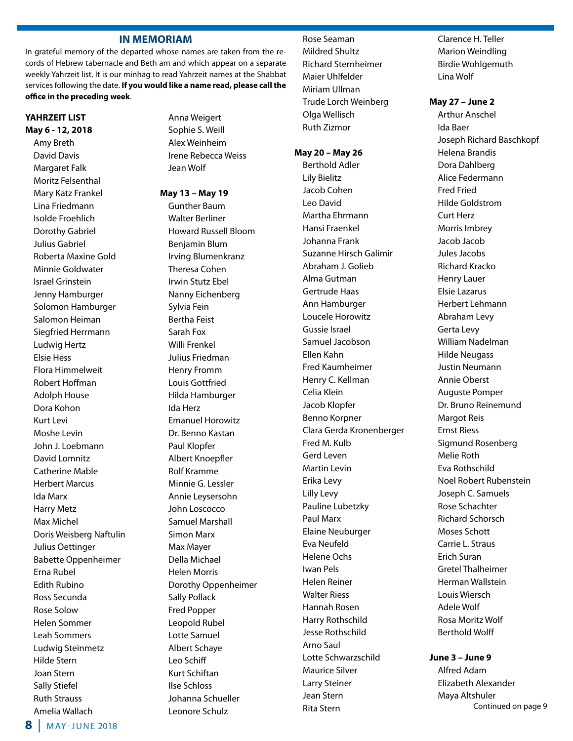## IN MEMORIAM

In grateful memory of the departed whose names are taken from the records of Hebrew tabernacle and Beth am and which appear on a separate weekly Yahrzeit list. It is our minhag to read Yahrzeit names at the Shabbat services following the date. **If you would like a name read, please call the office in the preceding week**.

### YAHRZEIT LIST

**May 6 - 12, 2018**

Amy Breth
David Davis
Margaret Falk
Moritz Felsenthal
Mary Katz Frankel
Lina Friedmann
Isolde Froehlich
Dorothy Gabriel
Julius Gabriel
Roberta Maxine Gold
Minnie Goldwater
Israel Grinstein
Jenny Hamburger
Solomon Hamburger
Salomon Heiman
Siegfried Herrmann
Ludwig Hertz
Elsie Hess
Flora Himmelweit
Robert Hoffman
Adolph House
Dora Kohon
Kurt Levi
Moshe Levin
John J. Loebmann
David Lomnitz
Catherine Mable
Herbert Marcus
Ida Marx
Harry Metz
Max Michel
Doris Weisberg Naftulin
Julius Oettinger
Babette Oppenheimer
Erna Rubel
Edith Rubino
Ross Secunda
Rose Solow
Helen Sommer
Leah Sommers
Ludwig Steinmetz
Hilde Stern
Joan Stern
Sally Stiefel
Ruth Strauss
Amelia Wallach
Anna Weigert
Sophie S. Weill
Alex Weinheim
Irene Rebecca Weiss
Jean Wolf

**May 13 – May 19**

Gunther Baum
Walter Berliner
Howard Russell Bloom
Benjamin Blum
Irving Blumenkranz
Theresa Cohen
Irwin Stutz Ebel
Nanny Eichenberg
Sylvia Fein
Bertha Feist
Sarah Fox
Willi Frenkel
Julius Friedman
Henry Fromm
Louis Gottfried
Hilda Hamburger
Ida Herz
Emanuel Horowitz
Dr. Benno Kastan
Paul Klopfer
Albert Knoepfler
Rolf Kramme
Minnie G. Lessler
Annie Leysersohn
John Loscocco
Samuel Marshall
Simon Marx
Max Mayer
Della Michael
Helen Morris
Dorothy Oppenheimer
Sally Pollack
Fred Popper
Leopold Rubel
Lotte Samuel
Albert Schaye
Leo Schiff
Kurt Schiftan
Ilse Schloss
Johanna Schueller
Leonore Schulz
Rose Seaman
Mildred Shultz
Richard Sternheimer
Maier Uhlfelder
Miriam Ullman
Trude Lorch Weinberg
Olga Wellisch
Ruth Zizmor

**May 20 – May 26**

Berthold Adler
Lily Bielitz
Jacob Cohen
Leo David
Martha Ehrmann
Hansi Fraenkel
Johanna Frank
Suzanne Hirsch Galimir
Abraham J. Golieb
Alma Gutman
Gertrude Haas
Ann Hamburger
Loucele Horowitz
Gussie Israel
Samuel Jacobson
Ellen Kahn
Fred Kaumheimer
Henry C. Kellman
Celia Klein
Jacob Klopfer
Benno Korpner
Clara Gerda Kronenberger
Fred M. Kulb
Gerd Leven
Martin Levin
Erika Levy
Lilly Levy
Pauline Lubetzky
Paul Marx
Elaine Neuburger
Eva Neufeld
Helene Ochs
Iwan Pels
Helen Reiner
Walter Riess
Hannah Rosen
Harry Rothschild
Jesse Rothschild
Arno Saul
Lotte Schwarzschild
Maurice Silver
Larry Steiner
Jean Stern
Rita Stern
Clarence H. Teller
Marion Weindling
Birdie Wohlgemuth
Lina Wolf

**May 27 – June 2**

Arthur Anschel
Ida Baer
Joseph Richard Baschkopf
Helena Brandis
Dora Dahlberg
Alice Federmann
Fred Fried
Hilde Goldstrom
Curt Herz
Morris Imbrey
Jacob Jacob
Jules Jacobs
Richard Kracko
Henry Lauer
Elsie Lazarus
Herbert Lehmann
Abraham Levy
Gerta Levy
William Nadelman
Hilde Neugass
Justin Neumann
Annie Oberst
Auguste Pomper
Dr. Bruno Reinemund
Margot Reis
Ernst Riess
Sigmund Rosenberg
Melie Roth
Eva Rothschild
Noel Robert Rubenstein
Joseph C. Samuels
Rose Schachter
Richard Schorsch
Moses Schott
Carrie L. Straus
Erich Suran
Gretel Thalheimer
Herman Wallstein
Louis Wiersch
Adele Wolf
Rosa Moritz Wolf
Berthold Wolff

**June 3 – June 9**

Alfred Adam
Elizabeth Alexander
Maya Altshuler

Continued on page 9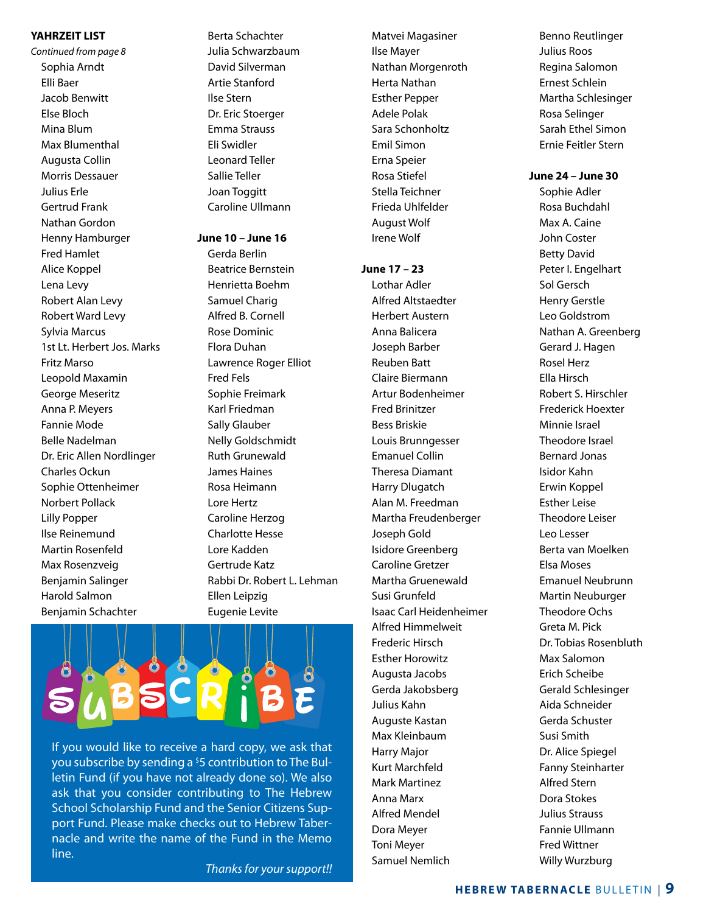## YAHRZEIT LIST

*Continued from page 8*

Sophia Arndt
Elli Baer
Jacob Benwitt
Else Bloch
Mina Blum
Max Blumenthal
Augusta Collin
Morris Dessauer
Julius Erle
Gertrud Frank
Nathan Gordon
Henny Hamburger
Fred Hamlet
Alice Koppel
Lena Levy
Robert Alan Levy
Robert Ward Levy
Sylvia Marcus
1st Lt. Herbert Jos. Marks
Fritz Marso
Leopold Maxamin
George Meseritz
Anna P. Meyers
Fannie Mode
Belle Nadelman
Dr. Eric Allen Nordlinger
Charles Ockun
Sophie Ottenheimer
Norbert Pollack
Lilly Popper
Ilse Reinemund
Martin Rosenfeld
Max Rosenzveig
Benjamin Salinger
Harold Salmon
Benjamin Schachter
Berta Schachter
Julia Schwarzbaum
David Silverman
Artie Stanford
Ilse Stern
Dr. Eric Stoerger
Emma Strauss
Eli Swidler
Leonard Teller
Sallie Teller
Joan Toggitt
Caroline Ullmann

**June 10 – June 16**

Gerda Berlin
Beatrice Bernstein
Henrietta Boehm
Samuel Charig
Alfred B. Cornell
Rose Dominic
Flora Duhan
Lawrence Roger Elliot
Fred Fels
Sophie Freimark
Karl Friedman
Sally Glauber
Nelly Goldschmidt
Ruth Grunewald
James Haines
Rosa Heimann
Lore Hertz
Caroline Herzog
Charlotte Hesse
Lore Kadden
Gertrude Katz
Rabbi Dr. Robert L. Lehman
Ellen Leipzig
Eugenie Levite
Matvei Magasiner
Ilse Mayer
Nathan Morgenroth
Herta Nathan
Esther Pepper
Adele Polak
Sara Schonholtz
Emil Simon
Erna Speier
Rosa Stiefel
Stella Teichner
Frieda Uhlfelder
August Wolf
Irene Wolf

**June 17 – 23**

Lothar Adler
Alfred Altstaedter
Herbert Austern
Anna Balicera
Joseph Barber
Reuben Batt
Claire Biermann
Artur Bodenheimer
Fred Brinitzer
Bess Briskie
Louis Brunngesser
Emanuel Collin
Theresa Diamant
Harry Dlugatch
Alan M. Freedman
Martha Freudenberger
Joseph Gold
Isidore Greenberg
Caroline Gretzer
Martha Gruenewald
Susi Grunfeld
Isaac Carl Heidenheimer
Alfred Himmelweit
Frederic Hirsch
Esther Horowitz
Augusta Jacobs
Gerda Jakobsberg
Julius Kahn
Auguste Kastan
Max Kleinbaum
Harry Major
Kurt Marchfeld
Mark Martinez
Anna Marx
Alfred Mendel
Dora Meyer
Toni Meyer
Samuel Nemlich
Benno Reutlinger
Julius Roos
Regina Salomon
Ernest Schlein
Martha Schlesinger
Rosa Selinger
Sarah Ethel Simon
Ernie Feitler Stern

**June 24 – June 30**

Sophie Adler
Rosa Buchdahl
Max A. Caine
John Coster
Betty David
Peter I. Engelhart
Sol Gersch
Henry Gerstle
Leo Goldstrom
Nathan A. Greenberg
Gerard J. Hagen
Rosel Herz
Ella Hirsch
Robert S. Hirschler
Frederick Hoexter
Minnie Israel
Theodore Israel
Bernard Jonas
Isidor Kahn
Erwin Koppel
Esther Leise
Theodore Leiser
Leo Lesser
Berta van Moelken
Elsa Moses
Emanuel Neubrunn
Martin Neuburger
Theodore Ochs
Greta M. Pick
Dr. Tobias Rosenbluth
Max Salomon
Erich Scheibe
Gerald Schlesinger
Aida Schneider
Gerda Schuster
Susi Smith
Dr. Alice Spiegel
Fanny Steinharter
Alfred Stern
Dora Stokes
Julius Strauss
Fannie Ullmann
Fred Wittner
Willy Wurzburg

## SUBSCRIBE

If you would like to receive a hard copy, we ask that you subscribe by sending a $5 contribution to The Bulletin Fund (if you have not already done so). We also ask that you consider contributing to The Hebrew School Scholarship Fund and the Senior Citizens Support Fund. Please make checks out to Hebrew Tabernacle and write the name of the Fund in the Memo line.

*Thanks for your support!!*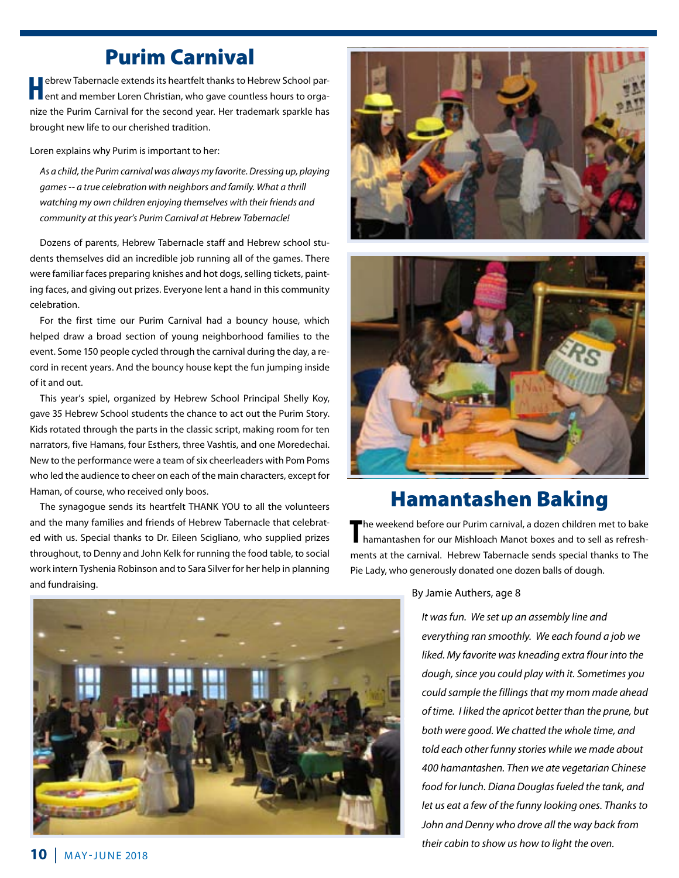# Purim Carnival

Hebrew Tabernacle extends its heartfelt thanks to Hebrew School parent and member Loren Christian, who gave countless hours to organize the Purim Carnival for the second year. Her trademark sparkle has brought new life to our cherished tradition.

Loren explains why Purim is important to her:

> *As a child, the Purim carnival was always my favorite. Dressing up, playing games -- a true celebration with neighbors and family. What a thrill watching my own children enjoying themselves with their friends and community at this year's Purim Carnival at Hebrew Tabernacle!*

Dozens of parents, Hebrew Tabernacle staff and Hebrew school students themselves did an incredible job running all of the games. There were familiar faces preparing knishes and hot dogs, selling tickets, painting faces, and giving out prizes. Everyone lent a hand in this community celebration.

For the first time our Purim Carnival had a bouncy house, which helped draw a broad section of young neighborhood families to the event. Some 150 people cycled through the carnival during the day, a record in recent years. And the bouncy house kept the fun jumping inside of it and out.

This year's spiel, organized by Hebrew School Principal Shelly Koy, gave 35 Hebrew School students the chance to act out the Purim Story. Kids rotated through the parts in the classic script, making room for ten narrators, five Hamans, four Esthers, three Vashtis, and one Moredechai. New to the performance were a team of six cheerleaders with Pom Poms who led the audience to cheer on each of the main characters, except for Haman, of course, who received only boos.

The synagogue sends its heartfelt THANK YOU to all the volunteers and the many families and friends of Hebrew Tabernacle that celebrated with us. Special thanks to Dr. Eileen Scigliano, who supplied prizes throughout, to Denny and John Kelk for running the food table, to social work intern Tyshenia Robinson and to Sara Silver for her help in planning and fundraising.

# Hamantashen Baking

The weekend before our Purim carnival, a dozen children met to bake hamantashen for our Mishloach Manot boxes and to sell as refreshments at the carnival. Hebrew Tabernacle sends special thanks to The Pie Lady, who generously donated one dozen balls of dough.

By Jamie Authers, age 8

> *It was fun. We set up an assembly line and everything ran smoothly. We each found a job we liked. My favorite was kneading extra flour into the dough, since you could play with it. Sometimes you could sample the fillings that my mom made ahead of time. I liked the apricot better than the prune, but both were good. We chatted the whole time, and told each other funny stories while we made about 400 hamantashen. Then we ate vegetarian Chinese food for lunch. Diana Douglas fueled the tank, and let us eat a few of the funny looking ones. Thanks to John and Denny who drove all the way back from their cabin to show us how to light the oven.*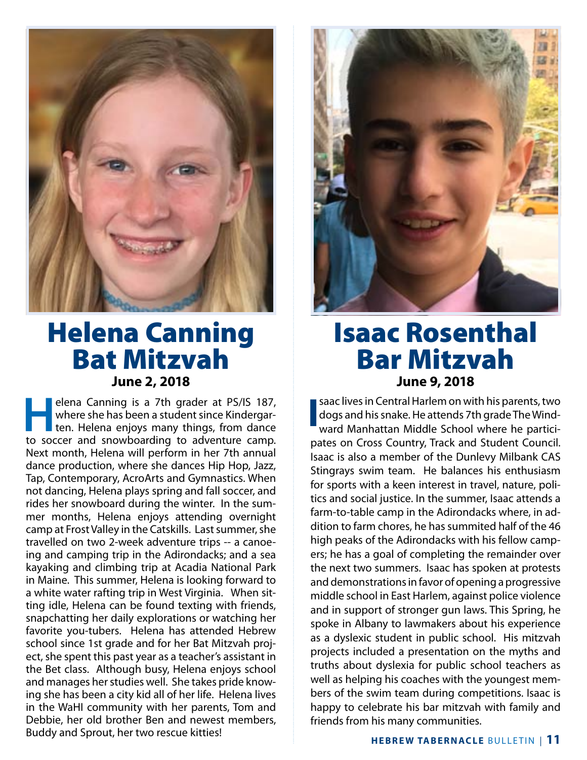# Helena Canning Bat Mitzvah

**June 2, 2018**

Helena Canning is a 7th grader at PS/IS 187, where she has been a student since Kindergarten. Helena enjoys many things, from dance to soccer and snowboarding to adventure camp. Next month, Helena will perform in her 7th annual dance production, where she dances Hip Hop, Jazz, Tap, Contemporary, AcroArts and Gymnastics. When not dancing, Helena plays spring and fall soccer, and rides her snowboard during the winter. In the summer months, Helena enjoys attending overnight camp at Frost Valley in the Catskills. Last summer, she travelled on two 2-week adventure trips -- a canoeing and camping trip in the Adirondacks; and a sea kayaking and climbing trip at Acadia National Park in Maine. This summer, Helena is looking forward to a white water rafting trip in West Virginia. When sitting idle, Helena can be found texting with friends, snapchatting her daily explorations or watching her favorite you-tubers. Helena has attended Hebrew school since 1st grade and for her Bat Mitzvah project, she spent this past year as a teacher's assistant in the Bet class. Although busy, Helena enjoys school and manages her studies well. She takes pride knowing she has been a city kid all of her life. Helena lives in the WaHI community with her parents, Tom and Debbie, her old brother Ben and newest members, Buddy and Sprout, her two rescue kitties!

# Isaac Rosenthal Bar Mitzvah

**June 9, 2018**

Isaac lives in Central Harlem on with his parents, two dogs and his snake. He attends 7th grade The Windward Manhattan Middle School where he participates on Cross Country, Track and Student Council. Isaac is also a member of the Dunlevy Milbank CAS Stingrays swim team. He balances his enthusiasm for sports with a keen interest in travel, nature, politics and social justice. In the summer, Isaac attends a farm-to-table camp in the Adirondacks where, in addition to farm chores, he has summited half of the 46 high peaks of the Adirondacks with his fellow campers; he has a goal of completing the remainder over the next two summers. Isaac has spoken at protests and demonstrations in favor of opening a progressive middle school in East Harlem, against police violence and in support of stronger gun laws. This Spring, he spoke in Albany to lawmakers about his experience as a dyslexic student in public school. His mitzvah projects included a presentation on the myths and truths about dyslexia for public school teachers as well as helping his coaches with the youngest members of the swim team during competitions. Isaac is happy to celebrate his bar mitzvah with family and friends from his many communities.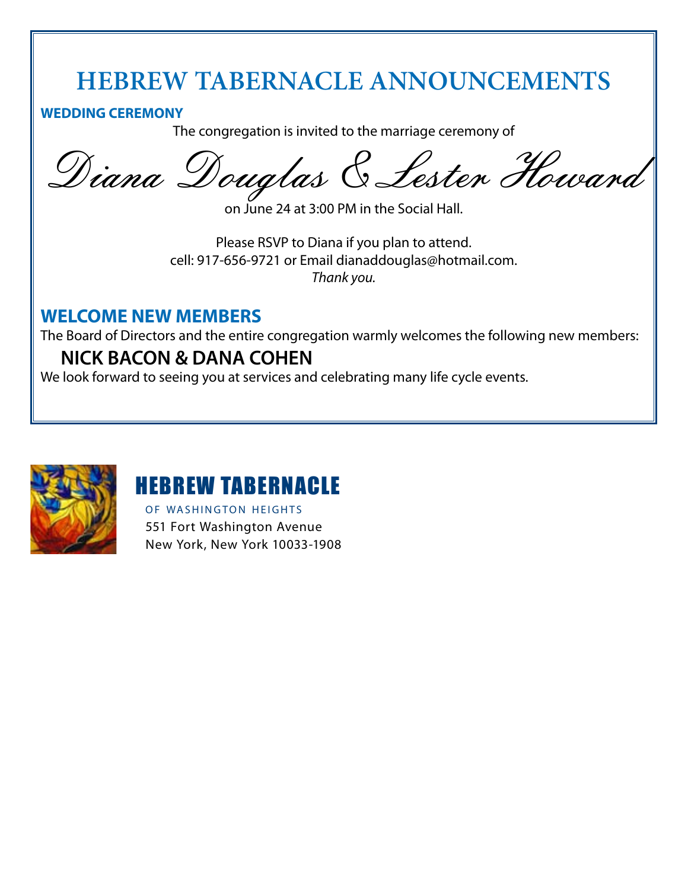# HEBREW TABERNACLE ANNOUNCEMENTS

### WEDDING CEREMONY

The congregation is invited to the marriage ceremony of

*Diana Douglas & Lester Howard*

on June 24 at 3:00 PM in the Social Hall.

Please RSVP to Diana if you plan to attend.
cell: 917-656-9721 or Email dianaddouglas@hotmail.com.
*Thank you.*

## WELCOME NEW MEMBERS

The Board of Directors and the entire congregation warmly welcomes the following new members:

**NICK BACON & DANA COHEN**

We look forward to seeing you at services and celebrating many life cycle events.

**HEBREW TABERNACLE**

OF WASHINGTON HEIGHTS
551 Fort Washington Avenue
New York, New York 10033-1908